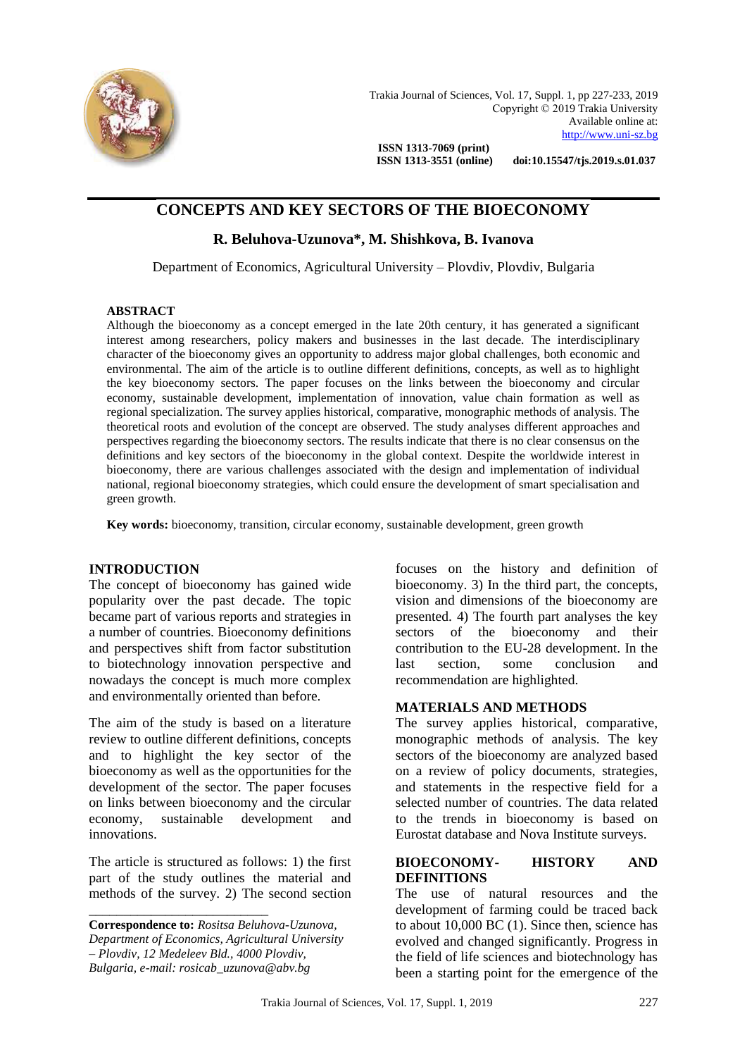# CONCEPTS AND KEY SECTORS OF THE BIOECONOMY

**R. Beluhova-Uzunova\*, M. Shishkova, B. Ivanova**

Department of Economics, Agricultural University – Plovdiv, Plovdiv, Bulgaria

## ABSTRACT

Although the bioeconomy as a concept emerged in the late 20th century, it has generated a significant interest among researchers, policy makers and businesses in the last decade. The interdisciplinary character of the bioeconomy gives an opportunity to address major global challenges, both economic and environmental. The aim of the article is to outline different definitions, concepts, as well as to highlight the key bioeconomy sectors. The paper focuses on the links between the bioeconomy and circular economy, sustainable development, implementation of innovation, value chain formation as well as regional specialization. The survey applies historical, comparative, monographic methods of analysis. The theoretical roots and evolution of the concept are observed. The study analyses different approaches and perspectives regarding the bioeconomy sectors. The results indicate that there is no clear consensus on the definitions and key sectors of the bioeconomy in the global context. Despite the worldwide interest in bioeconomy, there are various challenges associated with the design and implementation of individual national, regional bioeconomy strategies, which could ensure the development of smart specialisation and green growth.

**Key words:** bioeconomy, transition, circular economy, sustainable development, green growth

## INTRODUCTION

The concept of bioeconomy has gained wide popularity over the past decade. The topic became part of various reports and strategies in a number of countries. Bioeconomy definitions and perspectives shift from factor substitution to biotechnology innovation perspective and nowadays the concept is much more complex and environmentally oriented than before.

The aim of the study is based on a literature review to outline different definitions, concepts and to highlight the key sector of the bioeconomy as well as the opportunities for the development of the sector. The paper focuses on links between bioeconomy and the circular economy, sustainable development and innovations.

The article is structured as follows: 1) the first part of the study outlines the material and methods of the survey. 2) The second section focuses on the history and definition of bioeconomy. 3) In the third part, the concepts, vision and dimensions of the bioeconomy are presented. 4) The fourth part analyses the key sectors of the bioeconomy and their contribution to the EU-28 development. In the last section, some conclusion and recommendation are highlighted.

## MATERIALS AND METHODS

The survey applies historical, comparative, monographic methods of analysis. The key sectors of the bioeconomy are analyzed based on a review of policy documents, strategies, and statements in the respective field for a selected number of countries. The data related to the trends in bioeconomy is based on Eurostat database and Nova Institute surveys.

## BIOECONOMY- HISTORY AND DEFINITIONS

The use of natural resources and the development of farming could be traced back to about 10,000 BC (1). Since then, science has evolved and changed significantly. Progress in the field of life sciences and biotechnology has been a starting point for the emergence of the

---

**Correspondence to:** *Rositsa Beluhova-Uzunova, Department of Economics, Agricultural University – Plovdiv, 12 Medeleev Bld., 4000 Plovdiv, Bulgaria, e-mail: rosicab_uzunova@abv.bg*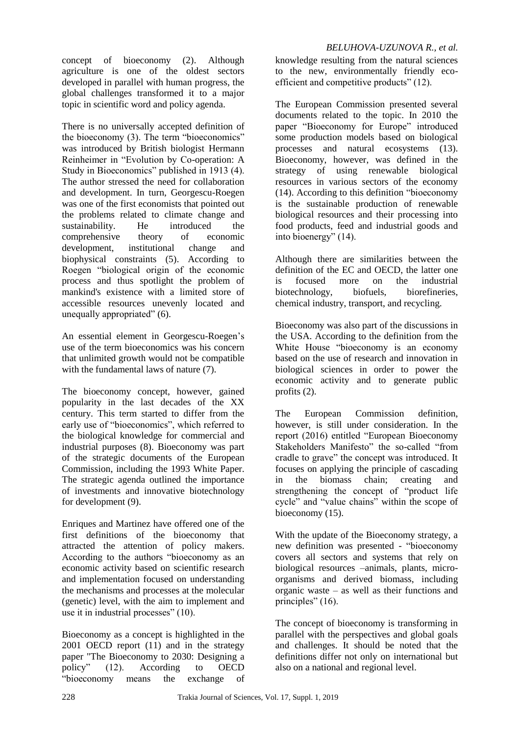concept of bioeconomy (2). Although agriculture is one of the oldest sectors developed in parallel with human progress, the global challenges transformed it to a major topic in scientific word and policy agenda.

There is no universally accepted definition of the bioeconomy (3). The term "bioeconomics" was introduced by British biologist Hermann Reinheimer in "Evolution by Co-operation: A Study in Bioeconomics" published in 1913 (4). The author stressed the need for collaboration and development. In turn, Georgescu-Roegen was one of the first economists that pointed out the problems related to climate change and sustainability. He introduced the comprehensive theory of economic development, institutional change and biophysical constraints (5). According to Roegen "biological origin of the economic process and thus spotlight the problem of mankind's existence with a limited store of accessible resources unevenly located and unequally appropriated" (6).

An essential element in Georgescu-Roegen's use of the term bioeconomics was his concern that unlimited growth would not be compatible with the fundamental laws of nature (7).

The bioeconomy concept, however, gained popularity in the last decades of the XX century. This term started to differ from the early use of "bioeconomics", which referred to the biological knowledge for commercial and industrial purposes (8). Bioeconomy was part of the strategic documents of the European Commission, including the 1993 White Paper. The strategic agenda outlined the importance of investments and innovative biotechnology for development (9).

Enriques and Martinez have offered one of the first definitions of the bioeconomy that attracted the attention of policy makers. According to the authors "bioeconomy as an economic activity based on scientific research and implementation focused on understanding the mechanisms and processes at the molecular (genetic) level, with the aim to implement and use it in industrial processes" (10).

Bioeconomy as a concept is highlighted in the 2001 OECD report (11) and in the strategy paper "The Bioeconomy to 2030: Designing a policy" (12). According to OECD "bioeconomy means the exchange of knowledge resulting from the natural sciences to the new, environmentally friendly eco-efficient and competitive products" (12).

The European Commission presented several documents related to the topic. In 2010 the paper "Bioeconomy for Europe" introduced some production models based on biological processes and natural ecosystems (13). Bioeconomy, however, was defined in the strategy of using renewable biological resources in various sectors of the economy (14). According to this definition "bioeconomy is the sustainable production of renewable biological resources and their processing into food products, feed and industrial goods and into bioenergy" (14).

Although there are similarities between the definition of the EC and OECD, the latter one is focused more on the industrial biotechnology, biofuels, biorefineries, chemical industry, transport, and recycling.

Bioeconomy was also part of the discussions in the USA. According to the definition from the White House "bioeconomy is an economy based on the use of research and innovation in biological sciences in order to power the economic activity and to generate public profits (2).

The European Commission definition, however, is still under consideration. In the report (2016) entitled "European Bioeconomy Stakeholders Manifesto" the so-called "from cradle to grave" the concept was introduced. It focuses on applying the principle of cascading in the biomass chain; creating and strengthening the concept of "product life cycle" and "value chains" within the scope of bioeconomy (15).

With the update of the Bioeconomy strategy, a new definition was presented - "bioeconomy covers all sectors and systems that rely on biological resources –animals, plants, micro-organisms and derived biomass, including organic waste – as well as their functions and principles" (16).

The concept of bioeconomy is transforming in parallel with the perspectives and global goals and challenges. It should be noted that the definitions differ not only on international but also on a national and regional level.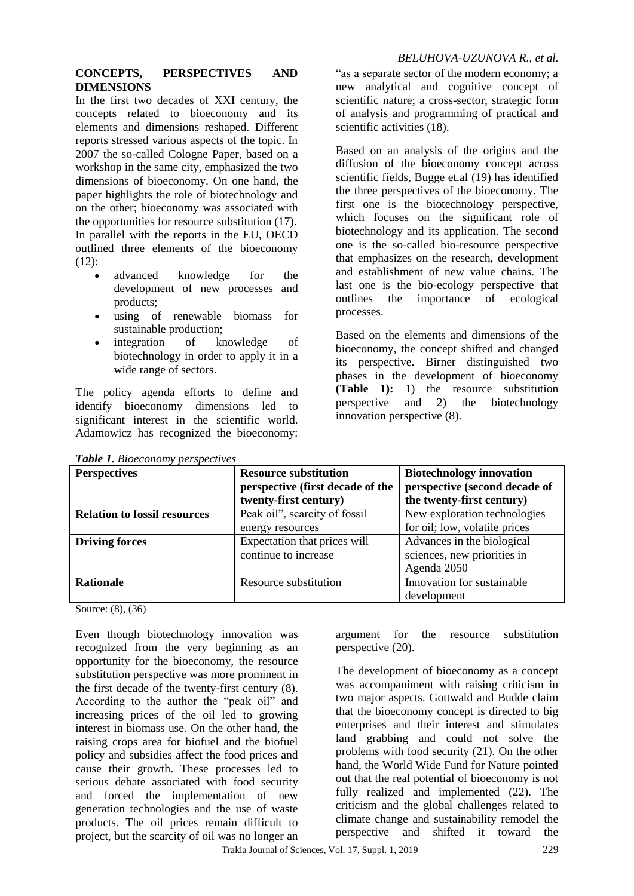## CONCEPTS, PERSPECTIVES AND DIMENSIONS

In the first two decades of XXI century, the concepts related to bioeconomy and its elements and dimensions reshaped. Different reports stressed various aspects of the topic. In 2007 the so-called Cologne Paper, based on a workshop in the same city, emphasized the two dimensions of bioeconomy. On one hand, the paper highlights the role of biotechnology and on the other; bioeconomy was associated with the opportunities for resource substitution (17). In parallel with the reports in the EU, OECD outlined three elements of the bioeconomy (12):

- advanced knowledge for the development of new processes and products;
- using of renewable biomass for sustainable production;
- integration of knowledge of biotechnology in order to apply it in a wide range of sectors.

The policy agenda efforts to define and identify bioeconomy dimensions led to significant interest in the scientific world. Adamowicz has recognized the bioeconomy: "as a separate sector of the modern economy; a new analytical and cognitive concept of scientific nature; a cross-sector, strategic form of analysis and programming of practical and scientific activities (18).

Based on an analysis of the origins and the diffusion of the bioeconomy concept across scientific fields, Bugge et.al (19) has identified the three perspectives of the bioeconomy. The first one is the biotechnology perspective, which focuses on the significant role of biotechnology and its application. The second one is the so-called bio-resource perspective that emphasizes on the research, development and establishment of new value chains. The last one is the bio-ecology perspective that outlines the importance of ecological processes.

Based on the elements and dimensions of the bioeconomy, the concept shifted and changed its perspective. Birner distinguished two phases in the development of bioeconomy **(Table 1):** 1) the resource substitution perspective and 2) the biotechnology innovation perspective (8).

***Table 1.*** *Bioeconomy perspectives*

| **Perspectives** | **Resource substitution perspective (first decade of the twenty-first century)** | **Biotechnology innovation perspective (second decade of the twenty-first century)** |
|---|---|---|
| **Relation to fossil resources** | Peak oil", scarcity of fossil energy resources | New exploration technologies for oil; low, volatile prices |
| **Driving forces** | Expectation that prices will continue to increase | Advances in the biological sciences, new priorities in Agenda 2050 |
| **Rationale** | Resource substitution | Innovation for sustainable development |

Source: (8), (36)

Even though biotechnology innovation was recognized from the very beginning as an opportunity for the bioeconomy, the resource substitution perspective was more prominent in the first decade of the twenty-first century (8). According to the author the "peak oil" and increasing prices of the oil led to growing interest in biomass use. On the other hand, the raising crops area for biofuel and the biofuel policy and subsidies affect the food prices and cause their growth. These processes led to serious debate associated with food security and forced the implementation of new generation technologies and the use of waste products. The oil prices remain difficult to project, but the scarcity of oil was no longer an argument for the resource substitution perspective (20).

The development of bioeconomy as a concept was accompaniment with raising criticism in two major aspects. Gottwald and Budde claim that the bioeconomy concept is directed to big enterprises and their interest and stimulates land grabbing and could not solve the problems with food security (21). On the other hand, the World Wide Fund for Nature pointed out that the real potential of bioeconomy is not fully realized and implemented (22). The criticism and the global challenges related to climate change and sustainability remodel the perspective and shifted it toward the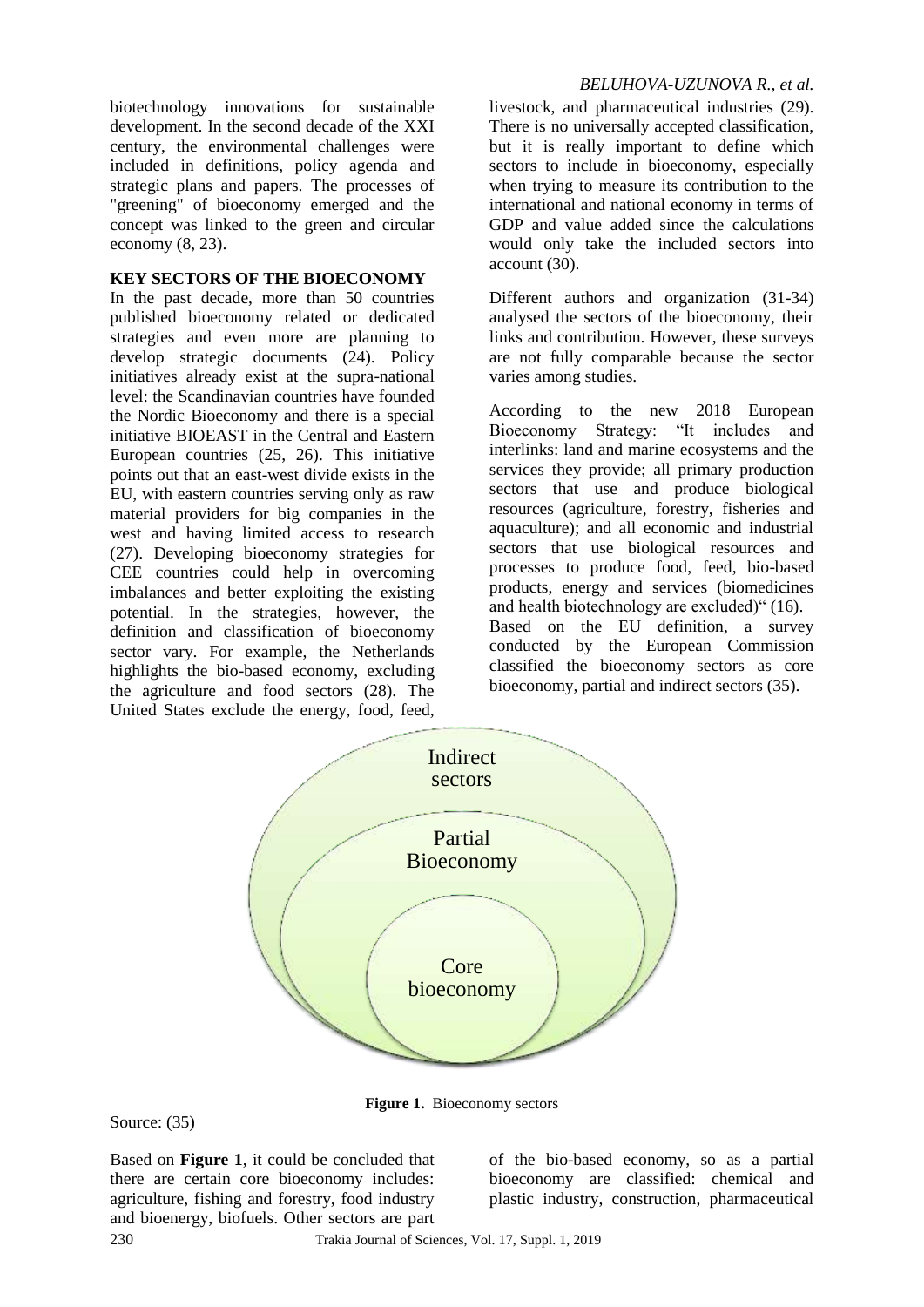biotechnology innovations for sustainable development. In the second decade of the XXI century, the environmental challenges were included in definitions, policy agenda and strategic plans and papers. The processes of "greening" of bioeconomy emerged and the concept was linked to the green and circular economy (8, 23).

## KEY SECTORS OF THE BIOECONOMY

In the past decade, more than 50 countries published bioeconomy related or dedicated strategies and even more are planning to develop strategic documents (24). Policy initiatives already exist at the supra-national level: the Scandinavian countries have founded the Nordic Bioeconomy and there is a special initiative BIOEAST in the Central and Eastern European countries (25, 26). This initiative points out that an east-west divide exists in the EU, with eastern countries serving only as raw material providers for big companies in the west and having limited access to research (27). Developing bioeconomy strategies for CEE countries could help in overcoming imbalances and better exploiting the existing potential. In the strategies, however, the definition and classification of bioeconomy sector vary. For example, the Netherlands highlights the bio-based economy, excluding the agriculture and food sectors (28). The United States exclude the energy, food, feed, livestock, and pharmaceutical industries (29). There is no universally accepted classification, but it is really important to define which sectors to include in bioeconomy, especially when trying to measure its contribution to the international and national economy in terms of GDP and value added since the calculations would only take the included sectors into account (30).

Different authors and organization (31-34) analysed the sectors of the bioeconomy, their links and contribution. However, these surveys are not fully comparable because the sector varies among studies.

According to the new 2018 European Bioeconomy Strategy: "It includes and interlinks: land and marine ecosystems and the services they provide; all primary production sectors that use and produce biological resources (agriculture, forestry, fisheries and aquaculture); and all economic and industrial sectors that use biological resources and processes to produce food, feed, bio-based products, energy and services (biomedicines and health biotechnology are excluded)" (16).

Based on the EU definition, a survey conducted by the European Commission classified the bioeconomy sectors as core bioeconomy, partial and indirect sectors (35).

Indirect sectors

Partial Bioeconomy

Core bioeconomy

**Figure 1.** Bioeconomy sectors

Source: (35)

Based on **Figure 1**, it could be concluded that there are certain core bioeconomy includes: agriculture, fishing and forestry, food industry and bioenergy, biofuels. Other sectors are part of the bio-based economy, so as a partial bioeconomy are classified: chemical and plastic industry, construction, pharmaceutical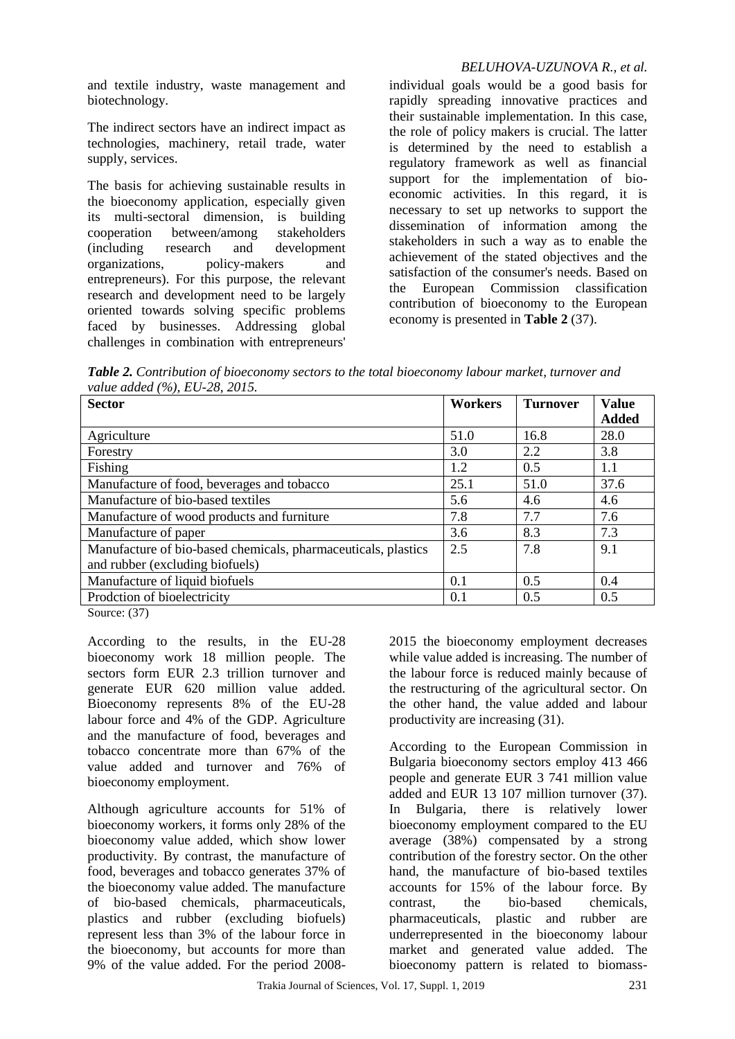and textile industry, waste management and biotechnology.

The indirect sectors have an indirect impact as technologies, machinery, retail trade, water supply, services.

The basis for achieving sustainable results in the bioeconomy application, especially given its multi-sectoral dimension, is building cooperation between/among stakeholders (including research and development organizations, policy-makers and entrepreneurs). For this purpose, the relevant research and development need to be largely oriented towards solving specific problems faced by businesses. Addressing global challenges in combination with entrepreneurs' individual goals would be a good basis for rapidly spreading innovative practices and their sustainable implementation. In this case, the role of policy makers is crucial. The latter is determined by the need to establish a regulatory framework as well as financial support for the implementation of bio-economic activities. In this regard, it is necessary to set up networks to support the dissemination of information among the stakeholders in such a way as to enable the achievement of the stated objectives and the satisfaction of the consumer's needs. Based on the European Commission classification contribution of bioeconomy to the European economy is presented in **Table 2** (37).

***Table 2.*** *Contribution of bioeconomy sectors to the total bioeconomy labour market, turnover and value added (%), EU-28, 2015.*

| Sector | Workers | Turnover | Value Added |
|---|---|---|---|
| Agriculture | 51.0 | 16.8 | 28.0 |
| Forestry | 3.0 | 2.2 | 3.8 |
| Fishing | 1.2 | 0.5 | 1.1 |
| Manufacture of food, beverages and tobacco | 25.1 | 51.0 | 37.6 |
| Manufacture of bio-based textiles | 5.6 | 4.6 | 4.6 |
| Manufacture of wood products and furniture | 7.8 | 7.7 | 7.6 |
| Manufacture of paper | 3.6 | 8.3 | 7.3 |
| Manufacture of bio-based chemicals, pharmaceuticals, plastics and rubber (excluding biofuels) | 2.5 | 7.8 | 9.1 |
| Manufacture of liquid biofuels | 0.1 | 0.5 | 0.4 |
| Prodction of bioelectricity | 0.1 | 0.5 | 0.5 |

Source: (37)

According to the results, in the EU-28 bioeconomy work 18 million people. The sectors form EUR 2.3 trillion turnover and generate EUR 620 million value added. Bioeconomy represents 8% of the EU-28 labour force and 4% of the GDP. Agriculture and the manufacture of food, beverages and tobacco concentrate more than 67% of the value added and turnover and 76% of bioeconomy employment.

Although agriculture accounts for 51% of bioeconomy workers, it forms only 28% of the bioeconomy value added, which show lower productivity. By contrast, the manufacture of food, beverages and tobacco generates 37% of the bioeconomy value added. The manufacture of bio-based chemicals, pharmaceuticals, plastics and rubber (excluding biofuels) represent less than 3% of the labour force in the bioeconomy, but accounts for more than 9% of the value added. For the period 2008-2015 the bioeconomy employment decreases while value added is increasing. The number of the labour force is reduced mainly because of the restructuring of the agricultural sector. On the other hand, the value added and labour productivity are increasing (31).

According to the European Commission in Bulgaria bioeconomy sectors employ 413 466 people and generate EUR 3 741 million value added and EUR 13 107 million turnover (37). In Bulgaria, there is relatively lower bioeconomy employment compared to the EU average (38%) compensated by a strong contribution of the forestry sector. On the other hand, the manufacture of bio-based textiles accounts for 15% of the labour force. By contrast, the bio-based chemicals, pharmaceuticals, plastic and rubber are underrepresented in the bioeconomy labour market and generated value added. The bioeconomy pattern is related to biomass-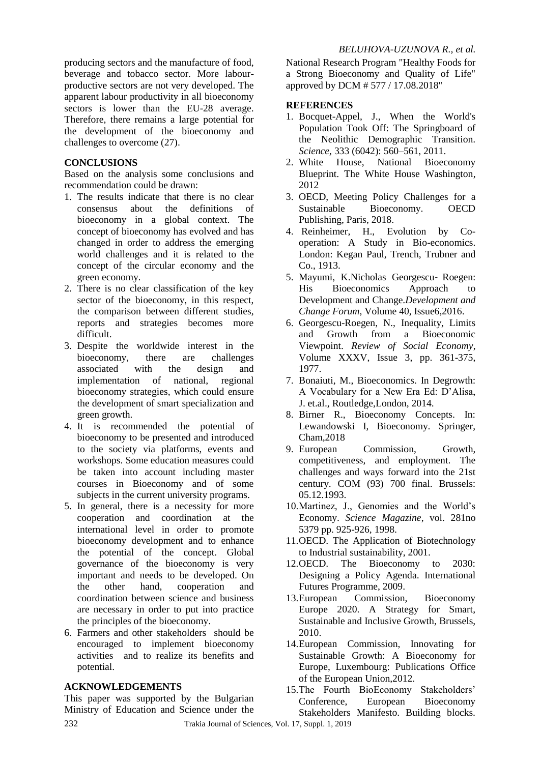producing sectors and the manufacture of food, beverage and tobacco sector. More labour-productive sectors are not very developed. The apparent labour productivity in all bioeconomy sectors is lower than the EU-28 average. Therefore, there remains a large potential for the development of the bioeconomy and challenges to overcome (27).

## CONCLUSIONS

Based on the analysis some conclusions and recommendation could be drawn:

1. The results indicate that there is no clear consensus about the definitions of bioeconomy in a global context. The concept of bioeconomy has evolved and has changed in order to address the emerging world challenges and it is related to the concept of the circular economy and the green economy.
2. There is no clear classification of the key sector of the bioeconomy, in this respect, the comparison between different studies, reports and strategies becomes more difficult.
3. Despite the worldwide interest in the bioeconomy, there are challenges associated with the design and implementation of national, regional bioeconomy strategies, which could ensure the development of smart specialization and green growth.
4. It is recommended the potential of bioeconomy to be presented and introduced to the society via platforms, events and workshops. Some education measures could be taken into account including master courses in Bioeconomy and of some subjects in the current university programs.
5. In general, there is a necessity for more cooperation and coordination at the international level in order to promote bioeconomy development and to enhance the potential of the concept. Global governance of the bioeconomy is very important and needs to be developed. On the other hand, cooperation and coordination between science and business are necessary in order to put into practice the principles of the bioeconomy.
6. Farmers and other stakeholders should be encouraged to implement bioeconomy activities and to realize its benefits and potential.

## ACKNOWLEDGEMENTS

This paper was supported by the Bulgarian Ministry of Education and Science under the National Research Program "Healthy Foods for a Strong Bioeconomy and Quality of Life" approved by DCM # 577 / 17.08.2018"

## REFERENCES

1. Bocquet-Appel, J., When the World's Population Took Off: The Springboard of the Neolithic Demographic Transition. *Science*, 333 (6042): 560–561, 2011.
2. White House, National Bioeconomy Blueprint. The White House Washington, 2012
3. OECD, Meeting Policy Challenges for a Sustainable Bioeconomy. OECD Publishing, Paris, 2018.
4. Reinheimer, H., Evolution by Co-operation: A Study in Bio-economics. London: Kegan Paul, Trench, Trubner and Co., 1913.
5. Mayumi, K.Nicholas Georgescu‐ Roegen: His Bioeconomics Approach to Development and Change.*Development and Change Forum*, Volume 40, Issue6,2016.
6. Georgescu-Roegen, N., Inequality, Limits and Growth from a Bioeconomic Viewpoint. *Review of Social Economy*, Volume XXXV, Issue 3, pp. 361-375, 1977.
7. Bonaiuti, M., Bioeconomics. In Degrowth: A Vocabulary for a New Era Ed: D'Alisa, J. et.al., Routledge,London, 2014.
8. Birner R., Bioeconomy Concepts. In: Lewandowski I, Bioeconomy. Springer, Cham,2018
9. European Commission, Growth, competitiveness, and employment. The challenges and ways forward into the 21st century. COM (93) 700 final. Brussels: 05.12.1993.
10. Martinez, J., Genomies and the World's Economy. *Science Magazine*, vol. 281no 5379 pp. 925-926, 1998.
11. OECD. The Application of Biotechnology to Industrial sustainability, 2001.
12. OECD. The Bioeconomy to 2030: Designing a Policy Agenda. International Futures Programme, 2009.
13. European Commission, Bioeconomy Europe 2020. A Strategy for Smart, Sustainable and Inclusive Growth, Brussels, 2010.
14. European Commission, Innovating for Sustainable Growth: A Bioeconomy for Europe, Luxembourg: Publications Office of the European Union,2012.
15. The Fourth BioEconomy Stakeholders' Conference, European Bioeconomy Stakeholders Manifesto. Building blocks.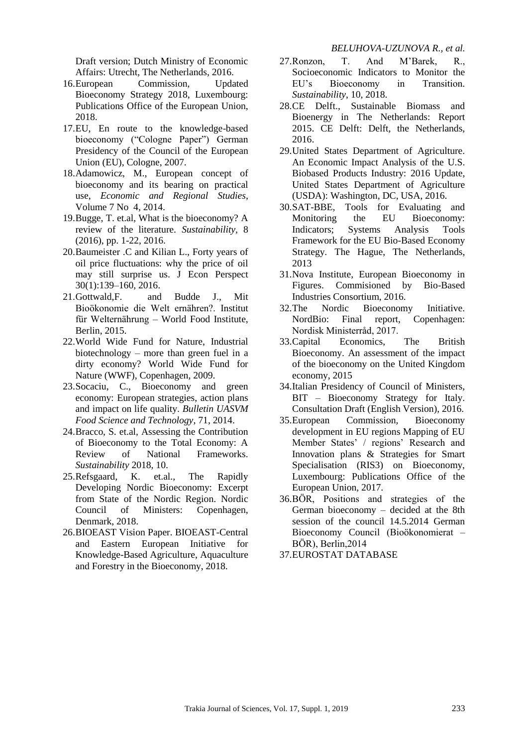Draft version; Dutch Ministry of Economic Affairs: Utrecht, The Netherlands, 2016.

16. European Commission, Updated Bioeconomy Strategy 2018, Luxembourg: Publications Office of the European Union, 2018.
17. EU, En route to the knowledge-based bioeconomy ("Cologne Paper") German Presidency of the Council of the European Union (EU), Cologne, 2007.
18. Adamowicz, M., European concept of bioeconomy and its bearing on practical use, *Economic and Regional Studies*, Volume 7 No 4, 2014.
19. Bugge, T. et.al, What is the bioeconomy? A review of the literature. *Sustainability*, 8 (2016), pp. 1-22, 2016.
20. Baumeister .C and Kilian L., Forty years of oil price fluctuations: why the price of oil may still surprise us. J Econ Perspect 30(1):139–160, 2016.
21. Gottwald,F. and Budde J., Mit Bioökonomie die Welt ernähren?. Institut für Welternährung – World Food Institute, Berlin, 2015.
22. World Wide Fund for Nature, Industrial biotechnology – more than green fuel in a dirty economy? World Wide Fund for Nature (WWF), Copenhagen, 2009.
23. Socaciu, C., Bioeconomy and green economy: European strategies, action plans and impact on life quality. *Bulletin UASVM Food Science and Technology*, 71, 2014.
24. Bracco, S. et.al, Assessing the Contribution of Bioeconomy to the Total Economy: A Review of National Frameworks. *Sustainability* 2018, 10.
25. Refsgaard, K. et.al., The Rapidly Developing Nordic Bioeconomy: Excerpt from State of the Nordic Region. Nordic Council of Ministers: Copenhagen, Denmark, 2018.
26. BIOEAST Vision Paper. BIOEAST-Central and Eastern European Initiative for Knowledge-Based Agriculture, Aquaculture and Forestry in the Bioeconomy, 2018.
27. Ronzon, T. And M'Barek, R., Socioeconomic Indicators to Monitor the EU's Bioeconomy in Transition. *Sustainability*, 10, 2018.
28. CE Delft., Sustainable Biomass and Bioenergy in The Netherlands: Report 2015. CE Delft: Delft, the Netherlands, 2016.
29. United States Department of Agriculture. An Economic Impact Analysis of the U.S. Biobased Products Industry: 2016 Update, United States Department of Agriculture (USDA): Washington, DC, USA, 2016.
30. SAT-BBE, Tools for Evaluating and Monitoring the EU Bioeconomy: Indicators; Systems Analysis Tools Framework for the EU Bio-Based Economy Strategy. The Hague, The Netherlands, 2013
31. Nova Institute, European Bioeconomy in Figures. Commisioned by Bio-Based Industries Consortium, 2016.
32. The Nordic Bioeconomy Initiative. NordBio: Final report, Copenhagen: Nordisk Ministerråd, 2017.
33. Capital Economics, The British Bioeconomy. An assessment of the impact of the bioeconomy on the United Kingdom economy, 2015
34. Italian Presidency of Council of Ministers, BIT – Bioeconomy Strategy for Italy. Consultation Draft (English Version), 2016.
35. European Commission, Bioeconomy development in EU regions Mapping of EU Member States' / regions' Research and Innovation plans & Strategies for Smart Specialisation (RIS3) on Bioeconomy, Luxembourg: Publications Office of the European Union, 2017.
36. BÖR, Positions and strategies of the German bioeconomy – decided at the 8th session of the council 14.5.2014 German Bioeconomy Council (Bioökonomierat – BÖR), Berlin,2014
37. EUROSTAT DATABASE